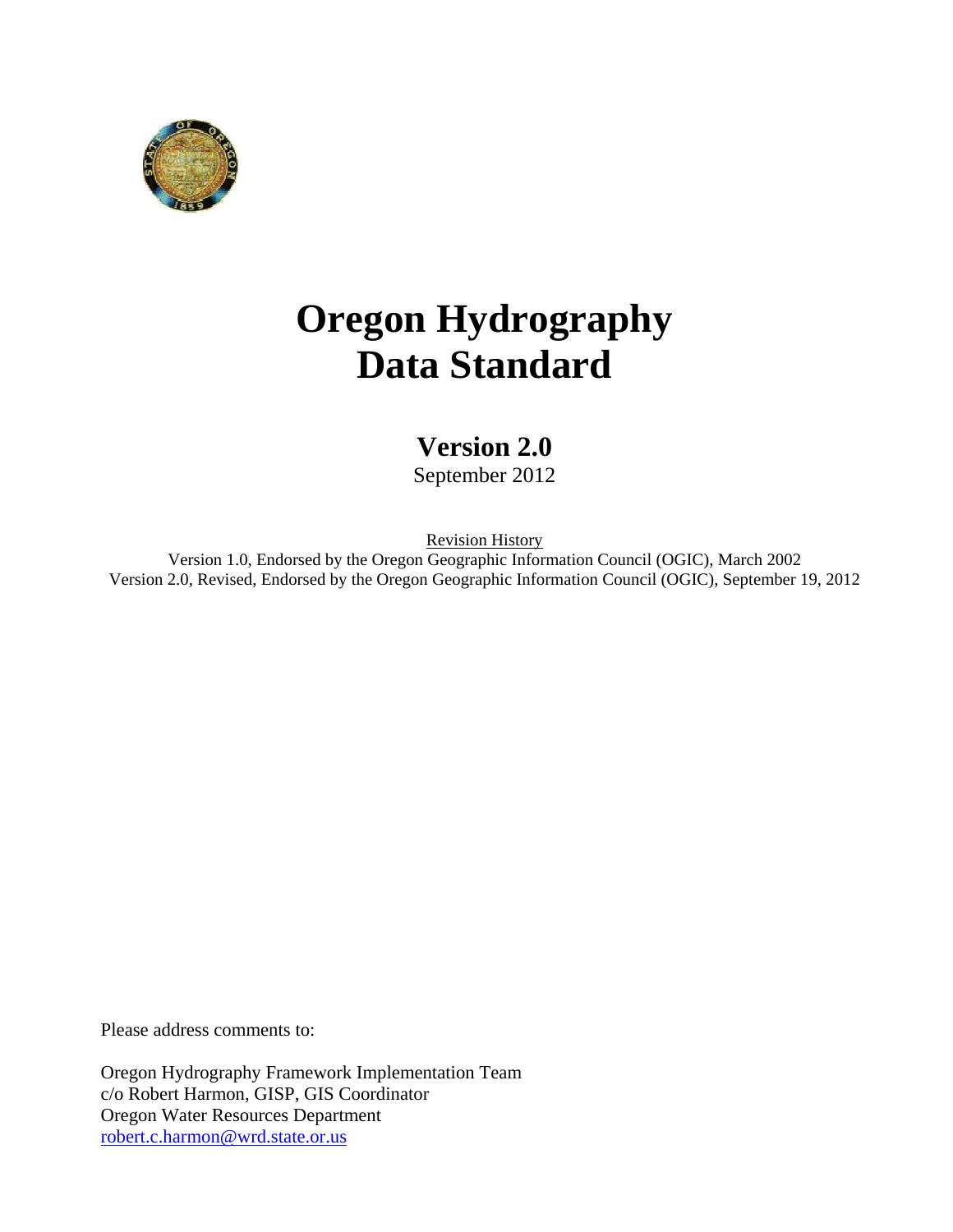# Oregon Hydrography Data Standard

## Version 2.0

September 2012

Revision History

Version 1.0, Endorsed by the Oregon Geographic Information Council (OGIC), March 2002

Version 2.0, Revised, Endorsed by the Oregon Geographic Information Council (OGIC), September 19, 2012

Please address comments to:

Oregon Hydrography Framework Implementation Team
c/o Robert Harmon, GISP, GIS Coordinator
Oregon Water Resources Department
robert.c.harmon@wrd.state.or.us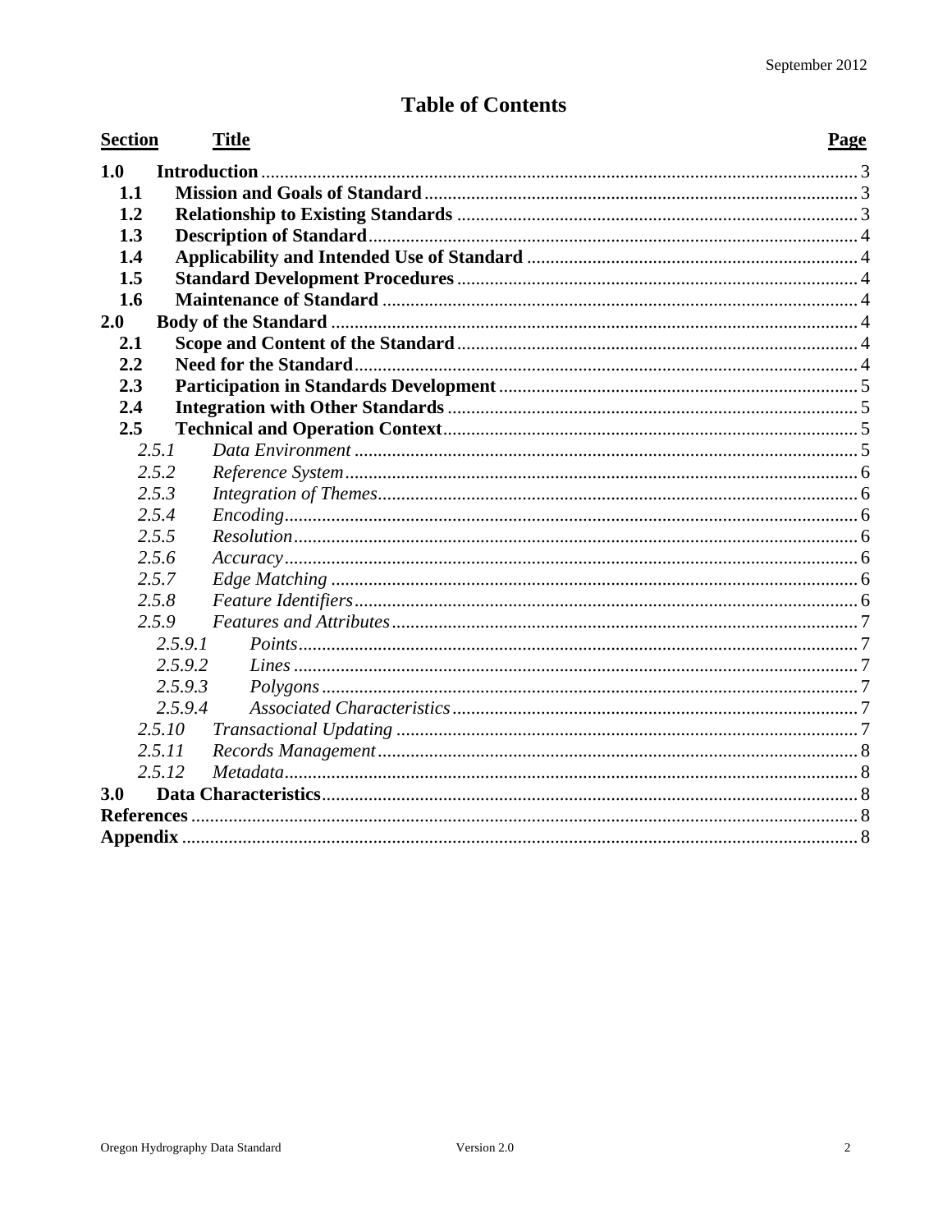# Table of Contents

| Section | Title | Page |
|---|---|---|
| **1.0** | **Introduction** | 3 |
| **1.1** | **Mission and Goals of Standard** | 3 |
| **1.2** | **Relationship to Existing Standards** | 3 |
| **1.3** | **Description of Standard** | 4 |
| **1.4** | **Applicability and Intended Use of Standard** | 4 |
| **1.5** | **Standard Development Procedures** | 4 |
| **1.6** | **Maintenance of Standard** | 4 |
| **2.0** | **Body of the Standard** | 4 |
| **2.1** | **Scope and Content of the Standard** | 4 |
| **2.2** | **Need for the Standard** | 4 |
| **2.3** | **Participation in Standards Development** | 5 |
| **2.4** | **Integration with Other Standards** | 5 |
| **2.5** | **Technical and Operation Context** | 5 |
| *2.5.1* | *Data Environment* | 5 |
| *2.5.2* | *Reference System* | 6 |
| *2.5.3* | *Integration of Themes* | 6 |
| *2.5.4* | *Encoding* | 6 |
| *2.5.5* | *Resolution* | 6 |
| *2.5.6* | *Accuracy* | 6 |
| *2.5.7* | *Edge Matching* | 6 |
| *2.5.8* | *Feature Identifiers* | 6 |
| *2.5.9* | *Features and Attributes* | 7 |
| *2.5.9.1* | *Points* | 7 |
| *2.5.9.2* | *Lines* | 7 |
| *2.5.9.3* | *Polygons* | 7 |
| *2.5.9.4* | *Associated Characteristics* | 7 |
| *2.5.10* | *Transactional Updating* | 7 |
| *2.5.11* | *Records Management* | 8 |
| *2.5.12* | *Metadata* | 8 |
| **3.0** | **Data Characteristics** | 8 |
| **References** | | 8 |
| **Appendix** | | 8 |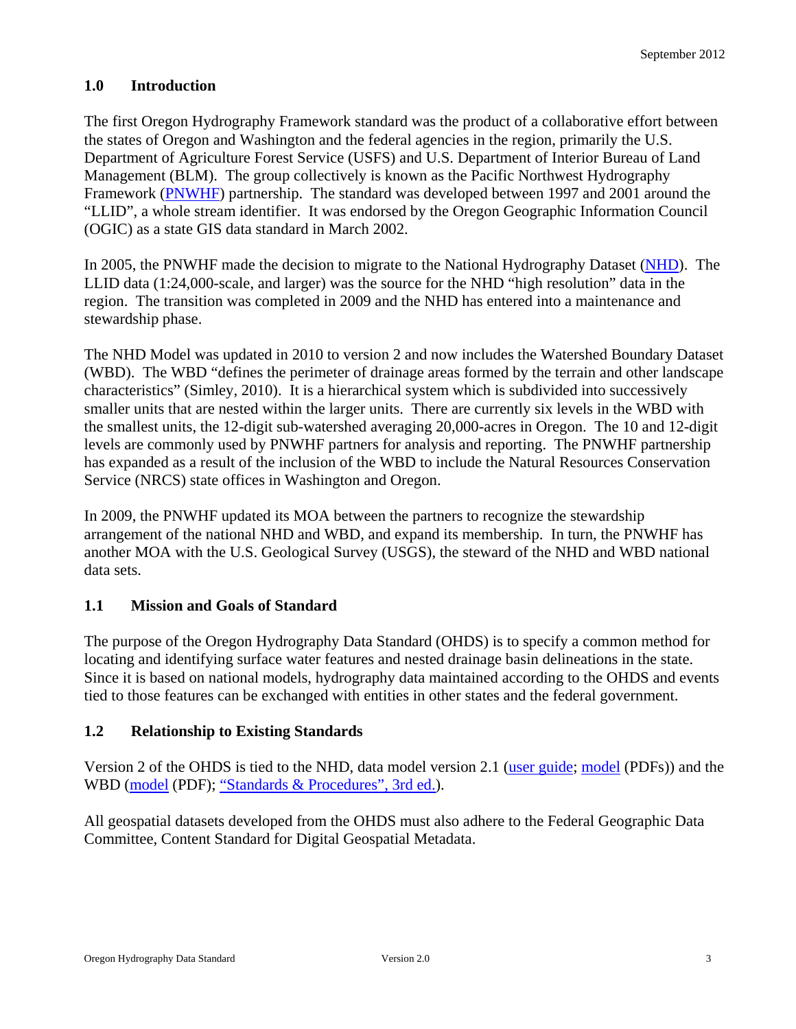## 1.0 Introduction

The first Oregon Hydrography Framework standard was the product of a collaborative effort between the states of Oregon and Washington and the federal agencies in the region, primarily the U.S. Department of Agriculture Forest Service (USFS) and U.S. Department of Interior Bureau of Land Management (BLM). The group collectively is known as the Pacific Northwest Hydrography Framework (PNWHF) partnership. The standard was developed between 1997 and 2001 around the "LLID", a whole stream identifier. It was endorsed by the Oregon Geographic Information Council (OGIC) as a state GIS data standard in March 2002.

In 2005, the PNWHF made the decision to migrate to the National Hydrography Dataset (NHD). The LLID data (1:24,000-scale, and larger) was the source for the NHD "high resolution" data in the region. The transition was completed in 2009 and the NHD has entered into a maintenance and stewardship phase.

The NHD Model was updated in 2010 to version 2 and now includes the Watershed Boundary Dataset (WBD). The WBD "defines the perimeter of drainage areas formed by the terrain and other landscape characteristics" (Simley, 2010). It is a hierarchical system which is subdivided into successively smaller units that are nested within the larger units. There are currently six levels in the WBD with the smallest units, the 12-digit sub-watershed averaging 20,000-acres in Oregon. The 10 and 12-digit levels are commonly used by PNWHF partners for analysis and reporting. The PNWHF partnership has expanded as a result of the inclusion of the WBD to include the Natural Resources Conservation Service (NRCS) state offices in Washington and Oregon.

In 2009, the PNWHF updated its MOA between the partners to recognize the stewardship arrangement of the national NHD and WBD, and expand its membership. In turn, the PNWHF has another MOA with the U.S. Geological Survey (USGS), the steward of the NHD and WBD national data sets.

### 1.1 Mission and Goals of Standard

The purpose of the Oregon Hydrography Data Standard (OHDS) is to specify a common method for locating and identifying surface water features and nested drainage basin delineations in the state. Since it is based on national models, hydrography data maintained according to the OHDS and events tied to those features can be exchanged with entities in other states and the federal government.

### 1.2 Relationship to Existing Standards

Version 2 of the OHDS is tied to the NHD, data model version 2.1 (user guide; model (PDFs)) and the WBD (model (PDF); "Standards & Procedures", 3rd ed.).

All geospatial datasets developed from the OHDS must also adhere to the Federal Geographic Data Committee, Content Standard for Digital Geospatial Metadata.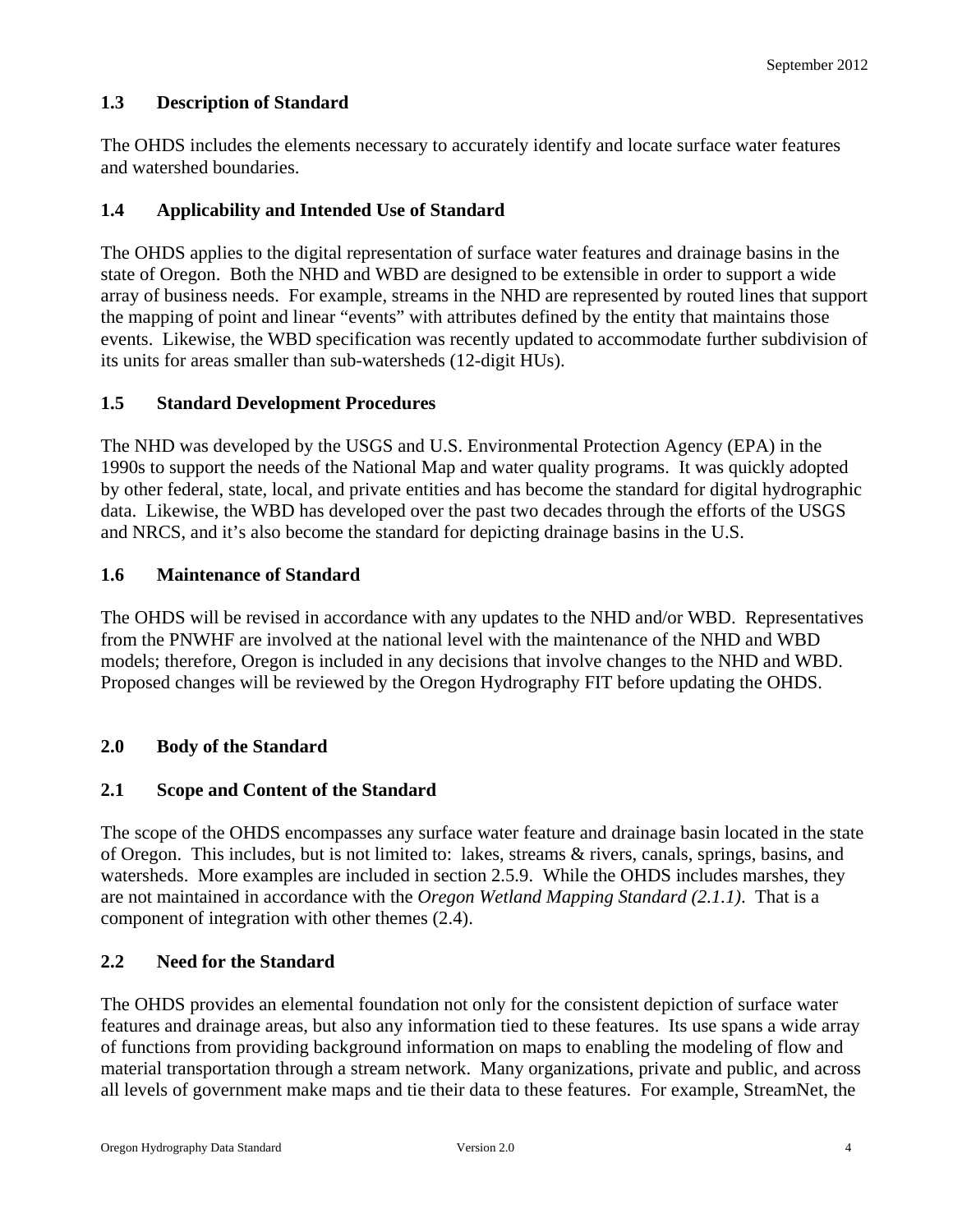### 1.3 Description of Standard

The OHDS includes the elements necessary to accurately identify and locate surface water features and watershed boundaries.

### 1.4 Applicability and Intended Use of Standard

The OHDS applies to the digital representation of surface water features and drainage basins in the state of Oregon. Both the NHD and WBD are designed to be extensible in order to support a wide array of business needs. For example, streams in the NHD are represented by routed lines that support the mapping of point and linear "events" with attributes defined by the entity that maintains those events. Likewise, the WBD specification was recently updated to accommodate further subdivision of its units for areas smaller than sub-watersheds (12-digit HUs).

### 1.5 Standard Development Procedures

The NHD was developed by the USGS and U.S. Environmental Protection Agency (EPA) in the 1990s to support the needs of the National Map and water quality programs. It was quickly adopted by other federal, state, local, and private entities and has become the standard for digital hydrographic data. Likewise, the WBD has developed over the past two decades through the efforts of the USGS and NRCS, and it's also become the standard for depicting drainage basins in the U.S.

### 1.6 Maintenance of Standard

The OHDS will be revised in accordance with any updates to the NHD and/or WBD. Representatives from the PNWHF are involved at the national level with the maintenance of the NHD and WBD models; therefore, Oregon is included in any decisions that involve changes to the NHD and WBD. Proposed changes will be reviewed by the Oregon Hydrography FIT before updating the OHDS.

## 2.0 Body of the Standard

### 2.1 Scope and Content of the Standard

The scope of the OHDS encompasses any surface water feature and drainage basin located in the state of Oregon. This includes, but is not limited to: lakes, streams & rivers, canals, springs, basins, and watersheds. More examples are included in section 2.5.9. While the OHDS includes marshes, they are not maintained in accordance with the *Oregon Wetland Mapping Standard (2.1.1)*. That is a component of integration with other themes (2.4).

### 2.2 Need for the Standard

The OHDS provides an elemental foundation not only for the consistent depiction of surface water features and drainage areas, but also any information tied to these features. Its use spans a wide array of functions from providing background information on maps to enabling the modeling of flow and material transportation through a stream network. Many organizations, private and public, and across all levels of government make maps and tie their data to these features. For example, StreamNet, the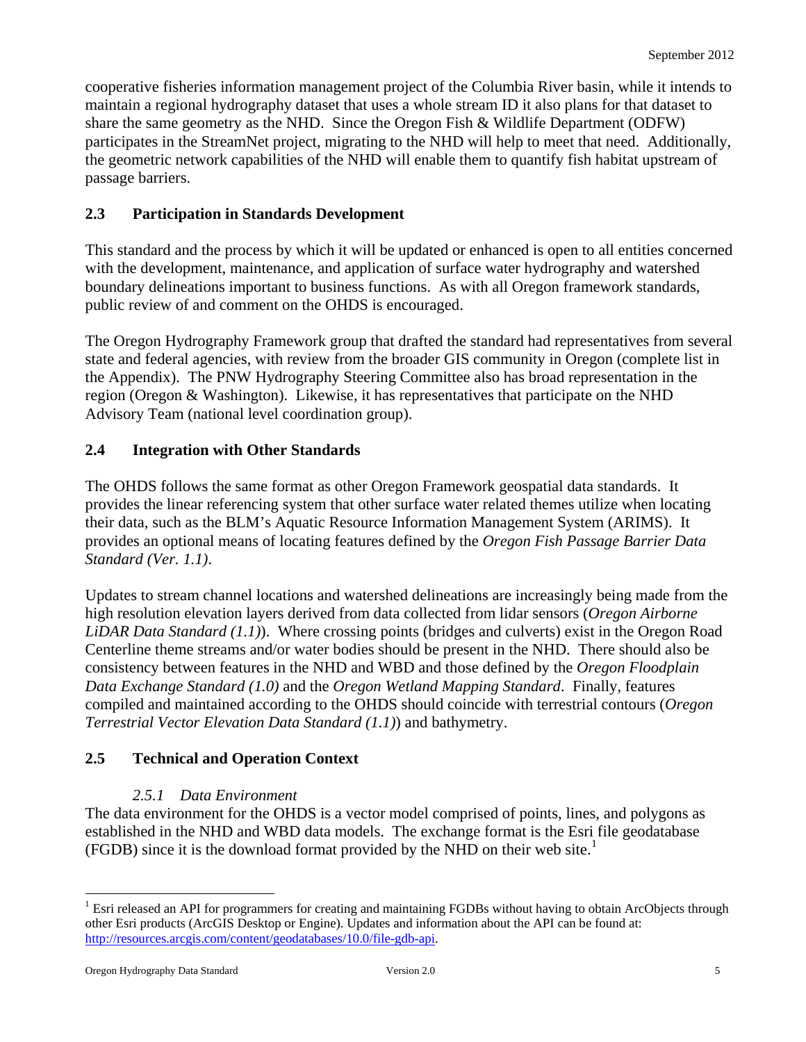cooperative fisheries information management project of the Columbia River basin, while it intends to maintain a regional hydrography dataset that uses a whole stream ID it also plans for that dataset to share the same geometry as the NHD. Since the Oregon Fish & Wildlife Department (ODFW) participates in the StreamNet project, migrating to the NHD will help to meet that need. Additionally, the geometric network capabilities of the NHD will enable them to quantify fish habitat upstream of passage barriers.

## 2.3 Participation in Standards Development

This standard and the process by which it will be updated or enhanced is open to all entities concerned with the development, maintenance, and application of surface water hydrography and watershed boundary delineations important to business functions. As with all Oregon framework standards, public review of and comment on the OHDS is encouraged.

The Oregon Hydrography Framework group that drafted the standard had representatives from several state and federal agencies, with review from the broader GIS community in Oregon (complete list in the Appendix). The PNW Hydrography Steering Committee also has broad representation in the region (Oregon & Washington). Likewise, it has representatives that participate on the NHD Advisory Team (national level coordination group).

## 2.4 Integration with Other Standards

The OHDS follows the same format as other Oregon Framework geospatial data standards. It provides the linear referencing system that other surface water related themes utilize when locating their data, such as the BLM's Aquatic Resource Information Management System (ARIMS). It provides an optional means of locating features defined by the *Oregon Fish Passage Barrier Data Standard (Ver. 1.1)*.

Updates to stream channel locations and watershed delineations are increasingly being made from the high resolution elevation layers derived from data collected from lidar sensors (*Oregon Airborne LiDAR Data Standard (1.1)*). Where crossing points (bridges and culverts) exist in the Oregon Road Centerline theme streams and/or water bodies should be present in the NHD. There should also be consistency between features in the NHD and WBD and those defined by the *Oregon Floodplain Data Exchange Standard (1.0)* and the *Oregon Wetland Mapping Standard*. Finally, features compiled and maintained according to the OHDS should coincide with terrestrial contours (*Oregon Terrestrial Vector Elevation Data Standard (1.1)*) and bathymetry.

## 2.5 Technical and Operation Context

### *2.5.1 Data Environment*

The data environment for the OHDS is a vector model comprised of points, lines, and polygons as established in the NHD and WBD data models. The exchange format is the Esri file geodatabase (FGDB) since it is the download format provided by the NHD on their web site.[1]

[1] Esri released an API for programmers for creating and maintaining FGDBs without having to obtain ArcObjects through other Esri products (ArcGIS Desktop or Engine). Updates and information about the API can be found at: http://resources.arcgis.com/content/geodatabases/10.0/file-gdb-api.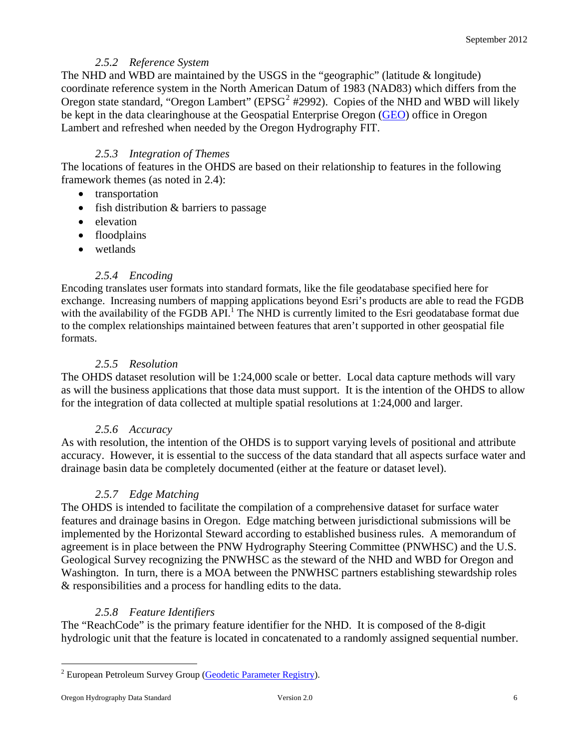#### *2.5.2 Reference System*

The NHD and WBD are maintained by the USGS in the "geographic" (latitude & longitude) coordinate reference system in the North American Datum of 1983 (NAD83) which differs from the Oregon state standard, "Oregon Lambert" (EPSG[2] #2992). Copies of the NHD and WBD will likely be kept in the data clearinghouse at the Geospatial Enterprise Oregon (GEO) office in Oregon Lambert and refreshed when needed by the Oregon Hydrography FIT.

#### *2.5.3 Integration of Themes*

The locations of features in the OHDS are based on their relationship to features in the following framework themes (as noted in 2.4):

- transportation
- fish distribution & barriers to passage
- elevation
- floodplains
- wetlands

#### *2.5.4 Encoding*

Encoding translates user formats into standard formats, like the file geodatabase specified here for exchange. Increasing numbers of mapping applications beyond Esri's products are able to read the FGDB with the availability of the FGDB API.[1] The NHD is currently limited to the Esri geodatabase format due to the complex relationships maintained between features that aren't supported in other geospatial file formats.

#### *2.5.5 Resolution*

The OHDS dataset resolution will be 1:24,000 scale or better. Local data capture methods will vary as will the business applications that those data must support. It is the intention of the OHDS to allow for the integration of data collected at multiple spatial resolutions at 1:24,000 and larger.

#### *2.5.6 Accuracy*

As with resolution, the intention of the OHDS is to support varying levels of positional and attribute accuracy. However, it is essential to the success of the data standard that all aspects surface water and drainage basin data be completely documented (either at the feature or dataset level).

#### *2.5.7 Edge Matching*

The OHDS is intended to facilitate the compilation of a comprehensive dataset for surface water features and drainage basins in Oregon. Edge matching between jurisdictional submissions will be implemented by the Horizontal Steward according to established business rules. A memorandum of agreement is in place between the PNW Hydrography Steering Committee (PNWHSC) and the U.S. Geological Survey recognizing the PNWHSC as the steward of the NHD and WBD for Oregon and Washington. In turn, there is a MOA between the PNWHSC partners establishing stewardship roles & responsibilities and a process for handling edits to the data.

#### *2.5.8 Feature Identifiers*

The "ReachCode" is the primary feature identifier for the NHD. It is composed of the 8-digit hydrologic unit that the feature is located in concatenated to a randomly assigned sequential number.

---

[2] European Petroleum Survey Group (Geodetic Parameter Registry).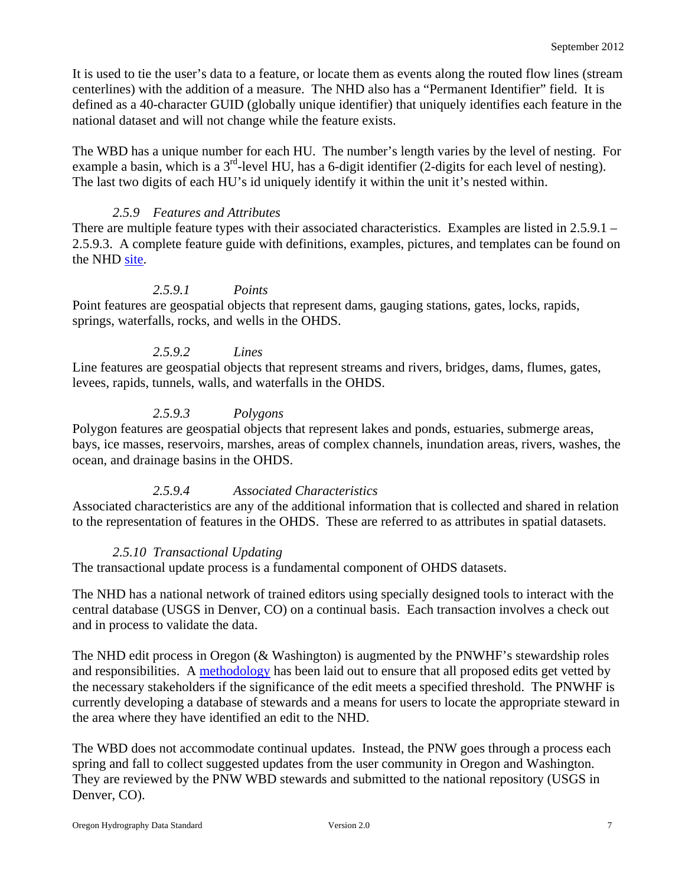It is used to tie the user's data to a feature, or locate them as events along the routed flow lines (stream centerlines) with the addition of a measure. The NHD also has a "Permanent Identifier" field. It is defined as a 40-character GUID (globally unique identifier) that uniquely identifies each feature in the national dataset and will not change while the feature exists.

The WBD has a unique number for each HU. The number's length varies by the level of nesting. For example a basin, which is a 3rd-level HU, has a 6-digit identifier (2-digits for each level of nesting). The last two digits of each HU's id uniquely identify it within the unit it's nested within.

### *2.5.9 Features and Attributes*

There are multiple feature types with their associated characteristics. Examples are listed in 2.5.9.1 – 2.5.9.3. A complete feature guide with definitions, examples, pictures, and templates can be found on the NHD site.

#### *2.5.9.1 Points*

Point features are geospatial objects that represent dams, gauging stations, gates, locks, rapids, springs, waterfalls, rocks, and wells in the OHDS.

#### *2.5.9.2 Lines*

Line features are geospatial objects that represent streams and rivers, bridges, dams, flumes, gates, levees, rapids, tunnels, walls, and waterfalls in the OHDS.

#### *2.5.9.3 Polygons*

Polygon features are geospatial objects that represent lakes and ponds, estuaries, submerge areas, bays, ice masses, reservoirs, marshes, areas of complex channels, inundation areas, rivers, washes, the ocean, and drainage basins in the OHDS.

#### *2.5.9.4 Associated Characteristics*

Associated characteristics are any of the additional information that is collected and shared in relation to the representation of features in the OHDS. These are referred to as attributes in spatial datasets.

### *2.5.10 Transactional Updating*

The transactional update process is a fundamental component of OHDS datasets.

The NHD has a national network of trained editors using specially designed tools to interact with the central database (USGS in Denver, CO) on a continual basis. Each transaction involves a check out and in process to validate the data.

The NHD edit process in Oregon (& Washington) is augmented by the PNWHF's stewardship roles and responsibilities. A methodology has been laid out to ensure that all proposed edits get vetted by the necessary stakeholders if the significance of the edit meets a specified threshold. The PNWHF is currently developing a database of stewards and a means for users to locate the appropriate steward in the area where they have identified an edit to the NHD.

The WBD does not accommodate continual updates. Instead, the PNW goes through a process each spring and fall to collect suggested updates from the user community in Oregon and Washington. They are reviewed by the PNW WBD stewards and submitted to the national repository (USGS in Denver, CO).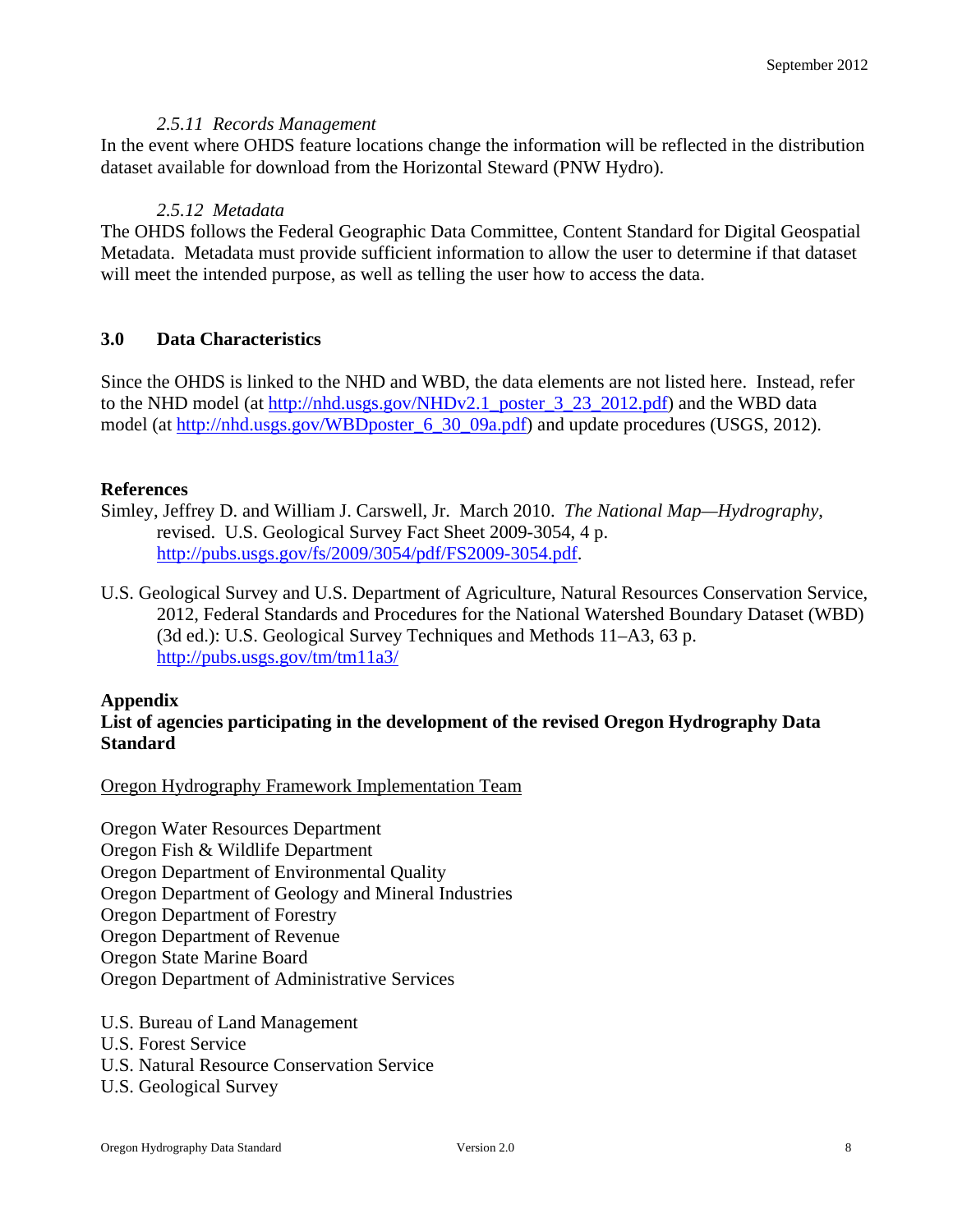#### *2.5.11 Records Management*

In the event where OHDS feature locations change the information will be reflected in the distribution dataset available for download from the Horizontal Steward (PNW Hydro).

#### *2.5.12 Metadata*

The OHDS follows the Federal Geographic Data Committee, Content Standard for Digital Geospatial Metadata. Metadata must provide sufficient information to allow the user to determine if that dataset will meet the intended purpose, as well as telling the user how to access the data.

## 3.0 Data Characteristics

Since the OHDS is linked to the NHD and WBD, the data elements are not listed here. Instead, refer to the NHD model (at http://nhd.usgs.gov/NHDv2.1_poster_3_23_2012.pdf) and the WBD data model (at http://nhd.usgs.gov/WBDposter_6_30_09a.pdf) and update procedures (USGS, 2012).

## References

Simley, Jeffrey D. and William J. Carswell, Jr. March 2010. *The National Map—Hydrography*, revised. U.S. Geological Survey Fact Sheet 2009-3054, 4 p. http://pubs.usgs.gov/fs/2009/3054/pdf/FS2009-3054.pdf.

U.S. Geological Survey and U.S. Department of Agriculture, Natural Resources Conservation Service, 2012, Federal Standards and Procedures for the National Watershed Boundary Dataset (WBD) (3d ed.): U.S. Geological Survey Techniques and Methods 11–A3, 63 p. http://pubs.usgs.gov/tm/tm11a3/

## Appendix

**List of agencies participating in the development of the revised Oregon Hydrography Data Standard**

<u>Oregon Hydrography Framework Implementation Team</u>

Oregon Water Resources Department
Oregon Fish & Wildlife Department
Oregon Department of Environmental Quality
Oregon Department of Geology and Mineral Industries
Oregon Department of Forestry
Oregon Department of Revenue
Oregon State Marine Board
Oregon Department of Administrative Services

U.S. Bureau of Land Management
U.S. Forest Service
U.S. Natural Resource Conservation Service
U.S. Geological Survey